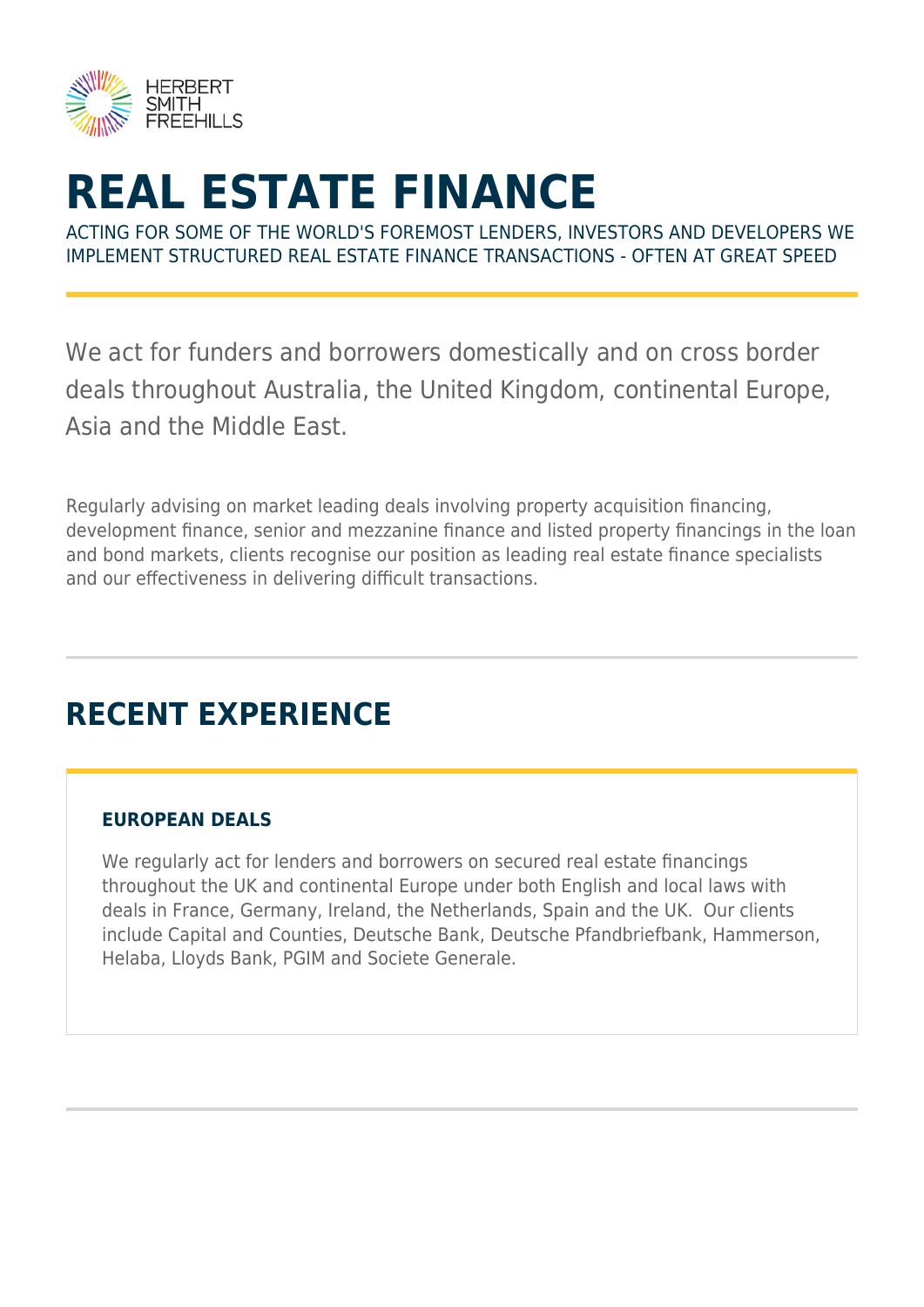# REAL ESTATE FINANCE

ACTING FOR SOME OF THE WORLD'S FOREMOST LENDERS, INVESTORS AND DEVELOPERS WE IMPLEMENT STRUCTURED REAL ESTATE FINANCE TRANSACTIONS - OFTEN AT GREAT SPEED

We act for funders and borrowers domestically and on cross border deals throughout Australia, the United Kingdom, continental Europe, Asia and the Middle East.

Regularly advising on market leading deals involving property acquisition financing, development finance, senior and mezzanine finance and listed property financings in the loan and bond markets, clients recognise our position as leading real estate finance specialists and our effectiveness in delivering difficult transactions.

## RECENT EXPERIENCE

### EUROPEAN DEALS

We regularly act for lenders and borrowers on secured real estate financings throughout the UK and continental Europe under both English and local laws with deals in France, Germany, Ireland, the Netherlands, Spain and the UK. Our clients include Capital and Counties, Deutsche Bank, Deutsche Pfandbriefbank, Hammerson, Helaba, Lloyds Bank, PGIM and Societe Generale.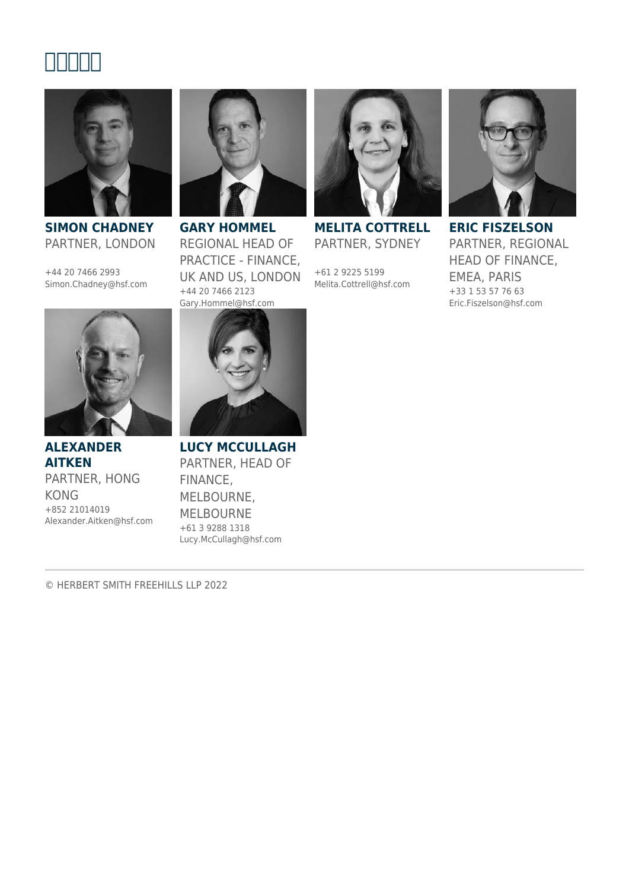# □□□□□

**SIMON CHADNEY**
PARTNER, LONDON

+44 20 7466 2993
Simon.Chadney@hsf.com

**GARY HOMMEL**
REGIONAL HEAD OF PRACTICE - FINANCE, UK AND US, LONDON
+44 20 7466 2123
Gary.Hommel@hsf.com

**MELITA COTTRELL**
PARTNER, SYDNEY

+61 2 9225 5199
Melita.Cottrell@hsf.com

**ERIC FISZELSON**
PARTNER, REGIONAL HEAD OF FINANCE, EMEA, PARIS
+33 1 53 57 76 63
Eric.Fiszelson@hsf.com

**ALEXANDER AITKEN**
PARTNER, HONG KONG
+852 21014019
Alexander.Aitken@hsf.com

**LUCY MCCULLAGH**
PARTNER, HEAD OF FINANCE, MELBOURNE, MELBOURNE
+61 3 9288 1318
Lucy.McCullagh@hsf.com

© HERBERT SMITH FREEHILLS LLP 2022